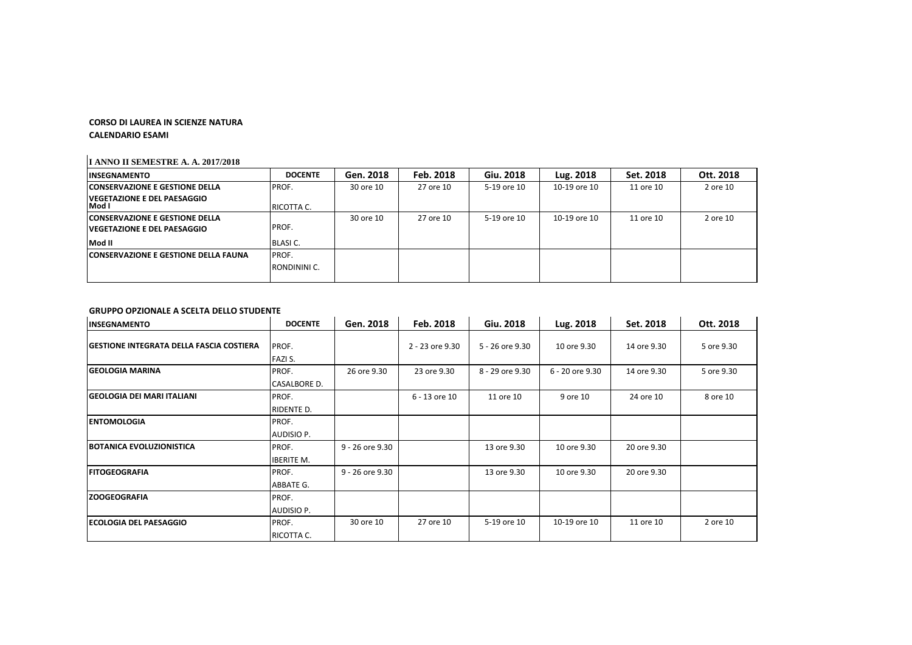**CORSO DI LAUREA IN SCIENZE NATURA**

**CALENDARIO ESAMI**

**I ANNO II SEMESTRE A. A. 2017/2018**

| INSEGNAMENTO | DOCENTE | Gen. 2018 | Feb. 2018 | Giu. 2018 | Lug. 2018 | Set. 2018 | Ott. 2018 |
|---|---|---|---|---|---|---|---|
| CONSERVAZIONE E GESTIONE DELLA VEGETAZIONE E DEL PAESAGGIO Mod I | PROF. RICOTTA C. | 30 ore 10 | 27 ore 10 | 5-19 ore 10 | 10-19 ore 10 | 11 ore 10 | 2 ore 10 |
| CONSERVAZIONE E GESTIONE DELLA VEGETAZIONE E DEL PAESAGGIO Mod II | PROF. BLASI C. | 30 ore 10 | 27 ore 10 | 5-19 ore 10 | 10-19 ore 10 | 11 ore 10 | 2 ore 10 |
| CONSERVAZIONE E GESTIONE DELLA FAUNA | PROF. RONDININI C. | | | | | | |

**GRUPPO OPZIONALE A SCELTA DELLO STUDENTE**

| INSEGNAMENTO | DOCENTE | Gen. 2018 | Feb. 2018 | Giu. 2018 | Lug. 2018 | Set. 2018 | Ott. 2018 |
|---|---|---|---|---|---|---|---|
| GESTIONE INTEGRATA DELLA FASCIA COSTIERA | PROF. FAZI S. | | 2 - 23 ore 9.30 | 5 - 26 ore 9.30 | 10 ore 9.30 | 14 ore 9.30 | 5 ore 9.30 |
| GEOLOGIA MARINA | PROF. CASALBORE D. | 26 ore 9.30 | 23 ore 9.30 | 8 - 29 ore 9.30 | 6 - 20 ore 9.30 | 14 ore 9.30 | 5 ore 9.30 |
| GEOLOGIA DEI MARI ITALIANI | PROF. RIDENTE D. | | 6 - 13 ore 10 | 11 ore 10 | 9 ore 10 | 24 ore 10 | 8 ore 10 |
| ENTOMOLOGIA | PROF. AUDISIO P. | | | | | | |
| BOTANICA EVOLUZIONISTICA | PROF. IBERITE M. | 9 - 26 ore 9.30 | | 13 ore 9.30 | 10 ore 9.30 | 20 ore 9.30 | |
| FITOGEOGRAFIA | PROF. ABBATE G. | 9 - 26 ore 9.30 | | 13 ore 9.30 | 10 ore 9.30 | 20 ore 9.30 | |
| ZOOGEOGRAFIA | PROF. AUDISIO P. | | | | | | |
| ECOLOGIA DEL PAESAGGIO | PROF. RICOTTA C. | 30 ore 10 | 27 ore 10 | 5-19 ore 10 | 10-19 ore 10 | 11 ore 10 | 2 ore 10 |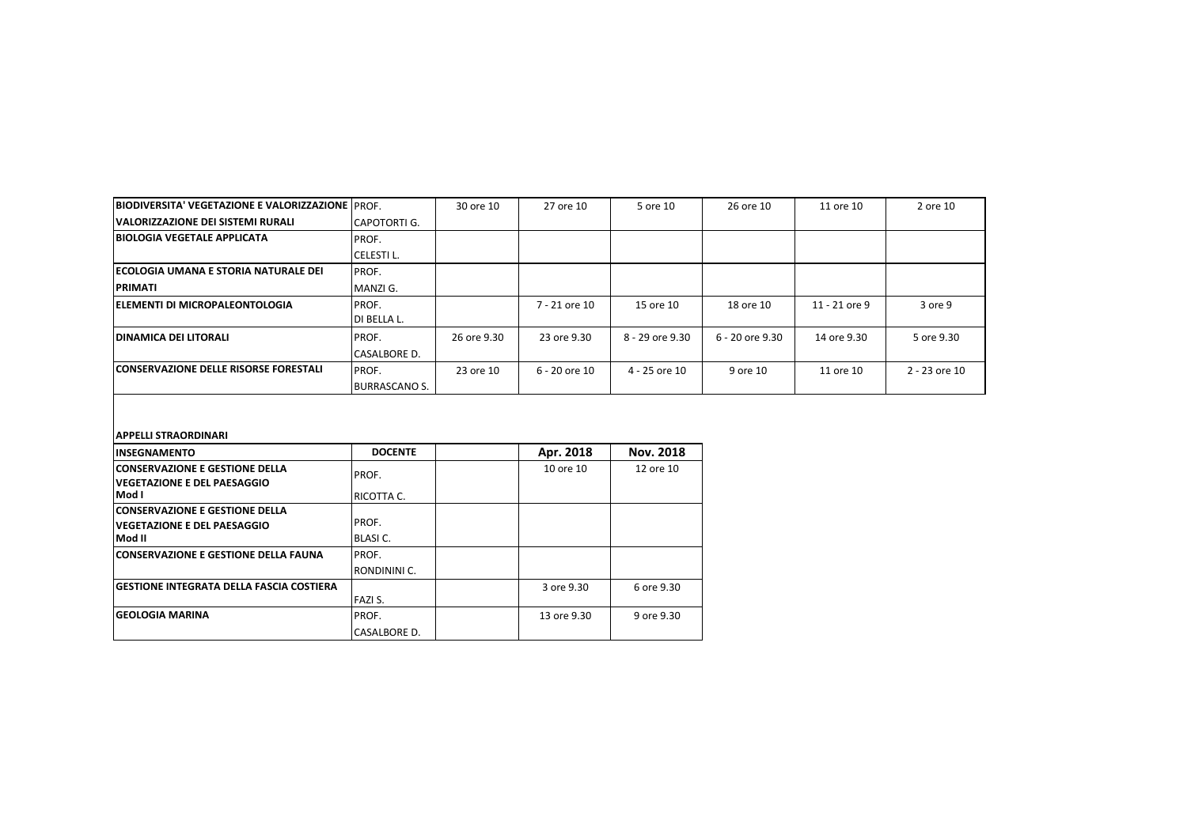| | | | | | | | |
|---|---|---|---|---|---|---|---|
| **BIODIVERSITA' VEGETAZIONE E VALORIZZAZIONE VALORIZZAZIONE DEI SISTEMI RURALI** | PROF. CAPOTORTI G. | 30 ore 10 | 27 ore 10 | 5 ore 10 | 26 ore 10 | 11 ore 10 | 2 ore 10 |
| **BIOLOGIA VEGETALE APPLICATA** | PROF. CELESTI L. | | | | | | |
| **ECOLOGIA UMANA E STORIA NATURALE DEI PRIMATI** | PROF. MANZI G. | | | | | | |
| **ELEMENTI DI MICROPALEONTOLOGIA** | PROF. DI BELLA L. | | 7 - 21 ore 10 | 15 ore 10 | 18 ore 10 | 11 - 21 ore 9 | 3 ore 9 |
| **DINAMICA DEI LITORALI** | PROF. CASALBORE D. | 26 ore 9.30 | 23 ore 9.30 | 8 - 29 ore 9.30 | 6 - 20 ore 9.30 | 14 ore 9.30 | 5 ore 9.30 |
| **CONSERVAZIONE DELLE RISORSE FORESTALI** | PROF. BURRASCANO S. | 23 ore 10 | 6 - 20 ore 10 | 4 - 25 ore 10 | 9 ore 10 | 11 ore 10 | 2 - 23 ore 10 |

**APPELLI STRAORDINARI**

| INSEGNAMENTO | DOCENTE | | Apr. 2018 | Nov. 2018 |
|---|---|---|---|---|
| **CONSERVAZIONE E GESTIONE DELLA VEGETAZIONE E DEL PAESAGGIO Mod I** | PROF. RICOTTA C. | | 10 ore 10 | 12 ore 10 |
| **CONSERVAZIONE E GESTIONE DELLA VEGETAZIONE E DEL PAESAGGIO Mod II** | PROF. BLASI C. | | | |
| **CONSERVAZIONE E GESTIONE DELLA FAUNA** | PROF. RONDININI C. | | | |
| **GESTIONE INTEGRATA DELLA FASCIA COSTIERA** | FAZI S. | | 3 ore 9.30 | 6 ore 9.30 |
| **GEOLOGIA MARINA** | PROF. CASALBORE D. | | 13 ore 9.30 | 9 ore 9.30 |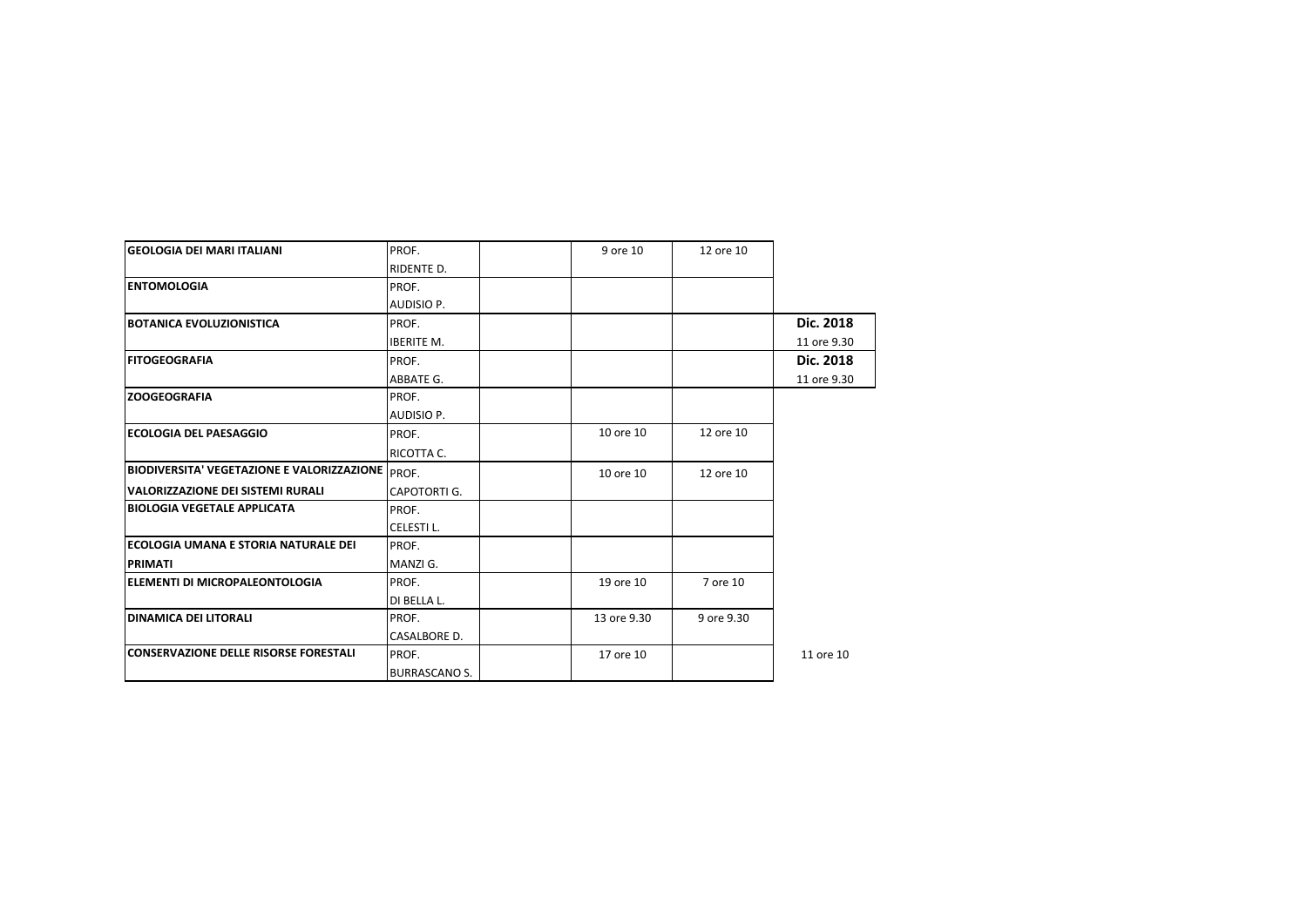| | | | | | |
|---|---|---|---|---|---|
| **GEOLOGIA DEI MARI ITALIANI** | PROF. RIDENTE D. | | 9 ore 10 | 12 ore 10 | |
| **ENTOMOLOGIA** | PROF. AUDISIO P. | | | | |
| **BOTANICA EVOLUZIONISTICA** | PROF. IBERITE M. | | | | **Dic. 2018** 11 ore 9.30 |
| **FITOGEOGRAFIA** | PROF. ABBATE G. | | | | **Dic. 2018** 11 ore 9.30 |
| **ZOOGEOGRAFIA** | PROF. AUDISIO P. | | | | |
| **ECOLOGIA DEL PAESAGGIO** | PROF. RICOTTA C. | | 10 ore 10 | 12 ore 10 | |
| **BIODIVERSITA' VEGETAZIONE E VALORIZZAZIONE VALORIZZAZIONE DEI SISTEMI RURALI** | PROF. CAPOTORTI G. | | 10 ore 10 | 12 ore 10 | |
| **BIOLOGIA VEGETALE APPLICATA** | PROF. CELESTI L. | | | | |
| **ECOLOGIA UMANA E STORIA NATURALE DEI PRIMATI** | PROF. MANZI G. | | | | |
| **ELEMENTI DI MICROPALEONTOLOGIA** | PROF. DI BELLA L. | | 19 ore 10 | 7 ore 10 | |
| **DINAMICA DEI LITORALI** | PROF. CASALBORE D. | | 13 ore 9.30 | 9 ore 9.30 | |
| **CONSERVAZIONE DELLE RISORSE FORESTALI** | PROF. BURRASCANO S. | | 17 ore 10 | | 11 ore 10 |